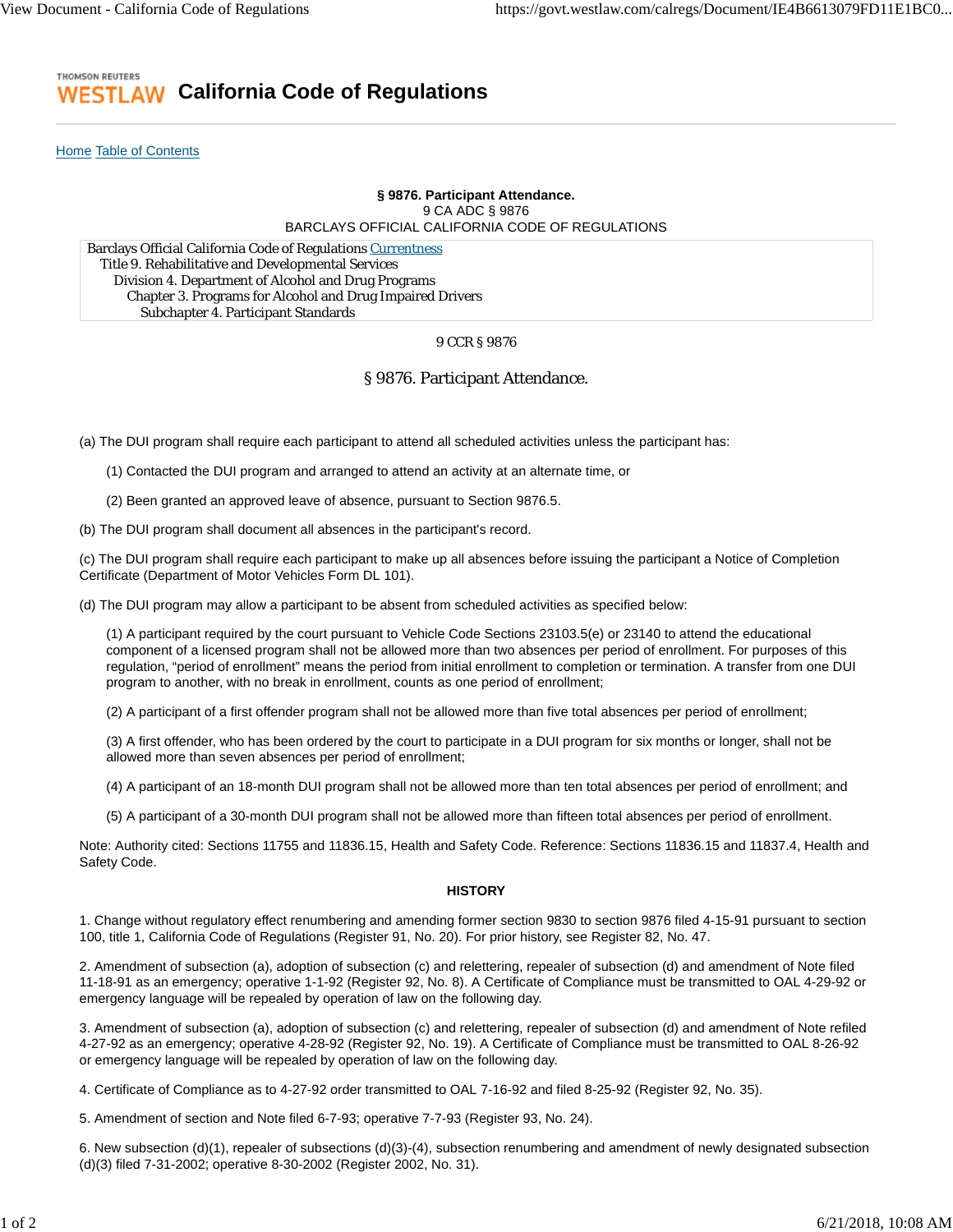**THOMSON REUTERS WESTLAW** California Code of Regulations

Home Table of Contents

**§ 9876. Participant Attendance.**
9 CA ADC § 9876
BARCLAYS OFFICIAL CALIFORNIA CODE OF REGULATIONS

Barclays Official California Code of Regulations Currentness
Title 9. Rehabilitative and Developmental Services
Division 4. Department of Alcohol and Drug Programs
Chapter 3. Programs for Alcohol and Drug Impaired Drivers
Subchapter 4. Participant Standards

9 CCR § 9876

## § 9876. Participant Attendance.

(a) The DUI program shall require each participant to attend all scheduled activities unless the participant has:

(1) Contacted the DUI program and arranged to attend an activity at an alternate time, or

(2) Been granted an approved leave of absence, pursuant to Section 9876.5.

(b) The DUI program shall document all absences in the participant's record.

(c) The DUI program shall require each participant to make up all absences before issuing the participant a Notice of Completion Certificate (Department of Motor Vehicles Form DL 101).

(d) The DUI program may allow a participant to be absent from scheduled activities as specified below:

(1) A participant required by the court pursuant to Vehicle Code Sections 23103.5(e) or 23140 to attend the educational component of a licensed program shall not be allowed more than two absences per period of enrollment. For purposes of this regulation, "period of enrollment" means the period from initial enrollment to completion or termination. A transfer from one DUI program to another, with no break in enrollment, counts as one period of enrollment;

(2) A participant of a first offender program shall not be allowed more than five total absences per period of enrollment;

(3) A first offender, who has been ordered by the court to participate in a DUI program for six months or longer, shall not be allowed more than seven absences per period of enrollment;

(4) A participant of an 18-month DUI program shall not be allowed more than ten total absences per period of enrollment; and

(5) A participant of a 30-month DUI program shall not be allowed more than fifteen total absences per period of enrollment.

Note: Authority cited: Sections 11755 and 11836.15, Health and Safety Code. Reference: Sections 11836.15 and 11837.4, Health and Safety Code.

**HISTORY**

1. Change without regulatory effect renumbering and amending former section 9830 to section 9876 filed 4-15-91 pursuant to section 100, title 1, California Code of Regulations (Register 91, No. 20). For prior history, see Register 82, No. 47.

2. Amendment of subsection (a), adoption of subsection (c) and relettering, repealer of subsection (d) and amendment of Note filed 11-18-91 as an emergency; operative 1-1-92 (Register 92, No. 8). A Certificate of Compliance must be transmitted to OAL 4-29-92 or emergency language will be repealed by operation of law on the following day.

3. Amendment of subsection (a), adoption of subsection (c) and relettering, repealer of subsection (d) and amendment of Note refiled 4-27-92 as an emergency; operative 4-28-92 (Register 92, No. 19). A Certificate of Compliance must be transmitted to OAL 8-26-92 or emergency language will be repealed by operation of law on the following day.

4. Certificate of Compliance as to 4-27-92 order transmitted to OAL 7-16-92 and filed 8-25-92 (Register 92, No. 35).

5. Amendment of section and Note filed 6-7-93; operative 7-7-93 (Register 93, No. 24).

6. New subsection (d)(1), repealer of subsections (d)(3)-(4), subsection renumbering and amendment of newly designated subsection (d)(3) filed 7-31-2002; operative 8-30-2002 (Register 2002, No. 31).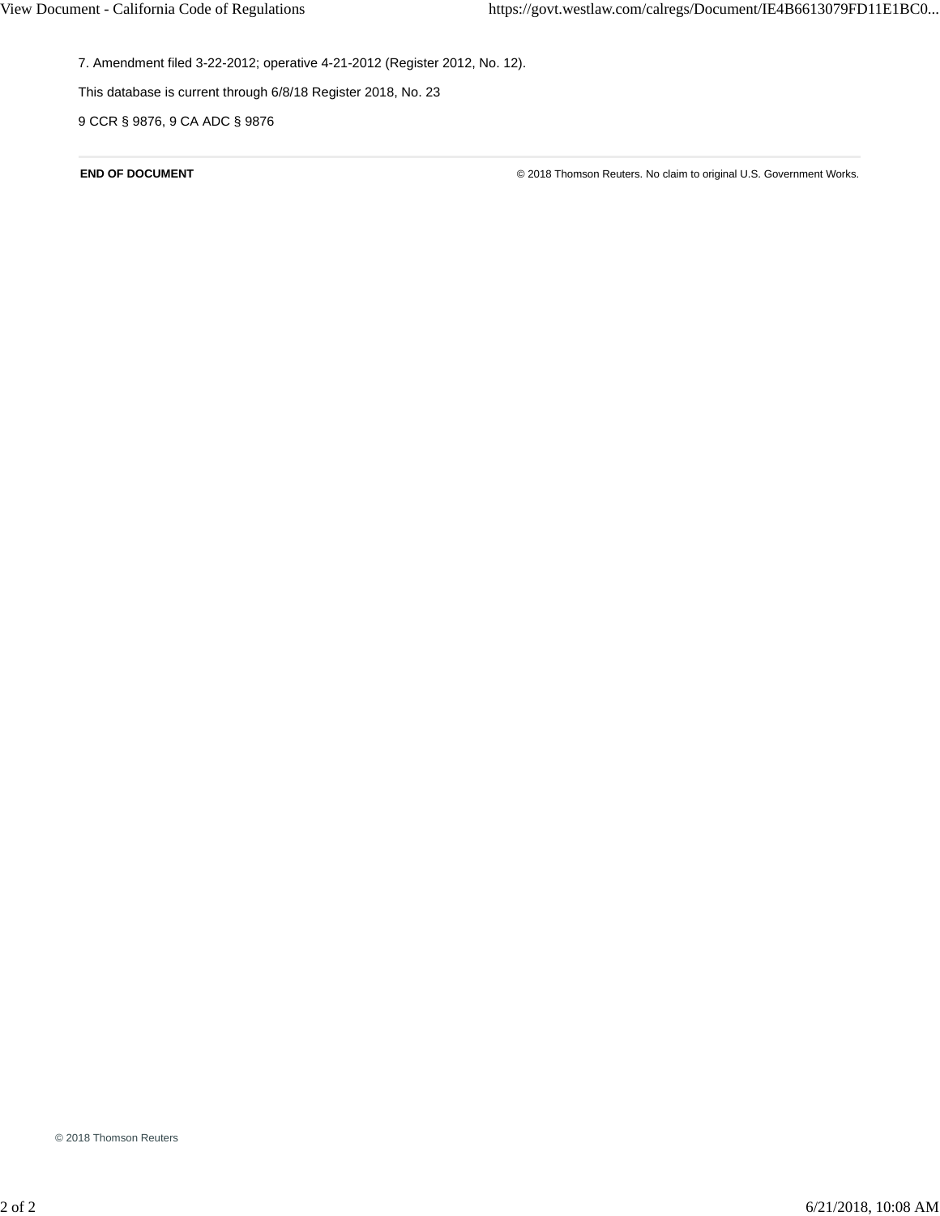7. Amendment filed 3-22-2012; operative 4-21-2012 (Register 2012, No. 12).

This database is current through 6/8/18 Register 2018, No. 23

9 CCR § 9876, 9 CA ADC § 9876

**END OF DOCUMENT** © 2018 Thomson Reuters. No claim to original U.S. Government Works.

© 2018 Thomson Reuters